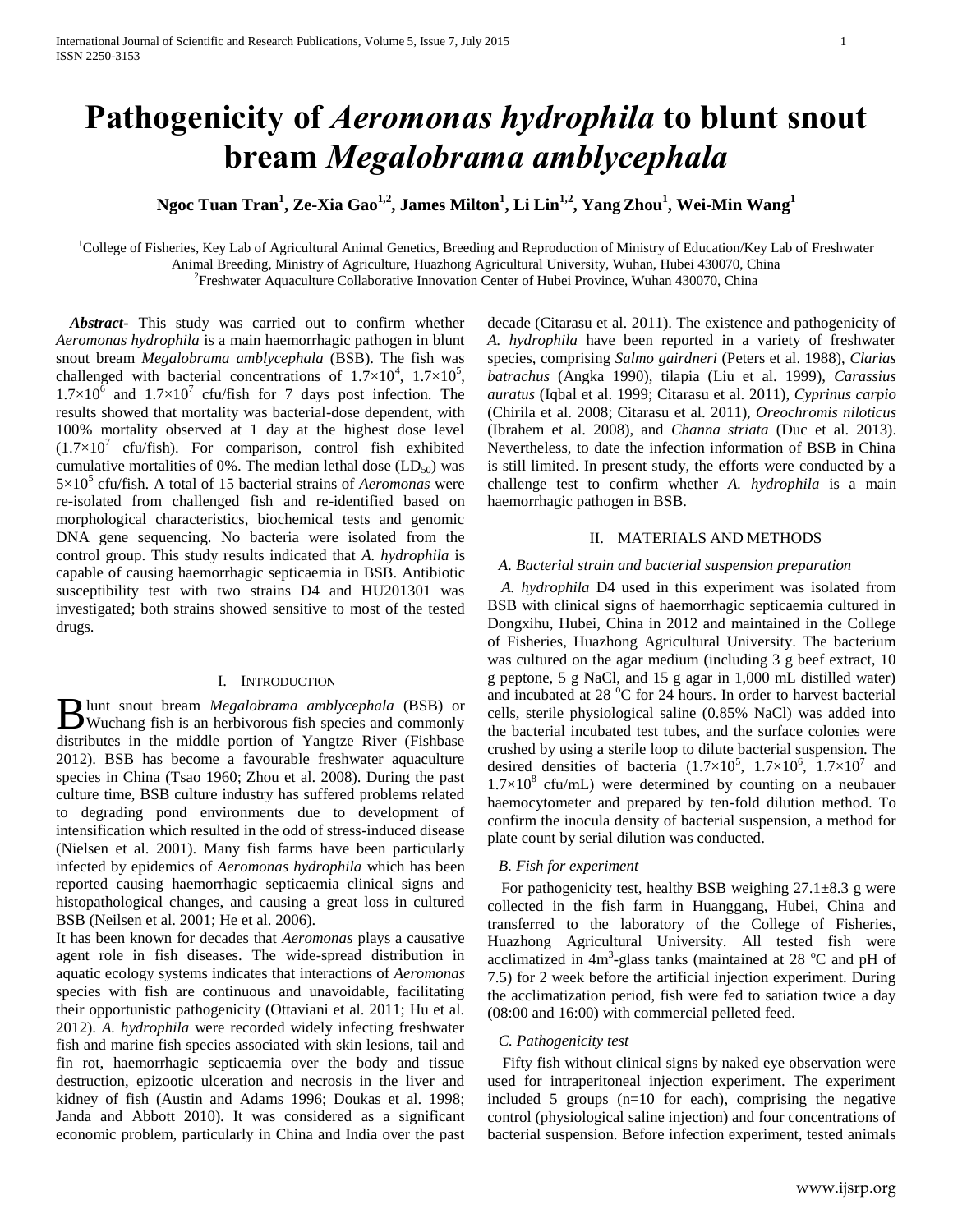# Pathogenicity of *Aeromonas hydrophila* to blunt snout bream *Megalobrama amblycephala*

**Ngoc Tuan Tran[1], Ze-Xia Gao[1,2], James Milton[1], Li Lin[1,2], Yang Zhou[1], Wei-Min Wang[1]**

[1]College of Fisheries, Key Lab of Agricultural Animal Genetics, Breeding and Reproduction of Ministry of Education/Key Lab of Freshwater Animal Breeding, Ministry of Agriculture, Huazhong Agricultural University, Wuhan, Hubei 430070, China
[2]Freshwater Aquaculture Collaborative Innovation Center of Hubei Province, Wuhan 430070, China

***Abstract*-** This study was carried out to confirm whether *Aeromonas hydrophila* is a main haemorrhagic pathogen in blunt snout bream *Megalobrama amblycephala* (BSB). The fish was challenged with bacterial concentrations of $1.7\times10^4$, $1.7\times10^5$, $1.7\times10^6$ and $1.7\times10^7$ cfu/fish for 7 days post infection. The results showed that mortality was bacterial-dose dependent, with 100% mortality observed at 1 day at the highest dose level ($1.7\times10^7$ cfu/fish). For comparison, control fish exhibited cumulative mortalities of 0%. The median lethal dose ($LD_{50}$) was $5\times10^5$ cfu/fish. A total of 15 bacterial strains of *Aeromonas* were re-isolated from challenged fish and re-identified based on morphological characteristics, biochemical tests and genomic DNA gene sequencing. No bacteria were isolated from the control group. This study results indicated that *A. hydrophila* is capable of causing haemorrhagic septicaemia in BSB. Antibiotic susceptibility test with two strains D4 and HU201301 was investigated; both strains showed sensitive to most of the tested drugs.

## I. Introduction

Blunt snout bream *Megalobrama amblycephala* (BSB) or Wuchang fish is an herbivorous fish species and commonly distributes in the middle portion of Yangtze River (Fishbase 2012). BSB has become a favourable freshwater aquaculture species in China (Tsao 1960; Zhou et al. 2008). During the past culture time, BSB culture industry has suffered problems related to degrading pond environments due to development of intensification which resulted in the odd of stress-induced disease (Nielsen et al. 2001). Many fish farms have been particularly infected by epidemics of *Aeromonas hydrophila* which has been reported causing haemorrhagic septicaemia clinical signs and histopathological changes, and causing a great loss in cultured BSB (Neilsen et al. 2001; He et al. 2006).

It has been known for decades that *Aeromonas* plays a causative agent role in fish diseases. The wide-spread distribution in aquatic ecology systems indicates that interactions of *Aeromonas* species with fish are continuous and unavoidable, facilitating their opportunistic pathogenicity (Ottaviani et al. 2011; Hu et al. 2012). *A. hydrophila* were recorded widely infecting freshwater fish and marine fish species associated with skin lesions, tail and fin rot, haemorrhagic septicaemia over the body and tissue destruction, epizootic ulceration and necrosis in the liver and kidney of fish (Austin and Adams 1996; Doukas et al. 1998; Janda and Abbott 2010). It was considered as a significant economic problem, particularly in China and India over the past decade (Citarasu et al. 2011). The existence and pathogenicity of *A. hydrophila* have been reported in a variety of freshwater species, comprising *Salmo gairdneri* (Peters et al. 1988), *Clarias batrachus* (Angka 1990), tilapia (Liu et al. 1999), *Carassius auratus* (Iqbal et al. 1999; Citarasu et al. 2011), *Cyprinus carpio* (Chirila et al. 2008; Citarasu et al. 2011), *Oreochromis niloticus* (Ibrahem et al. 2008), and *Channa striata* (Duc et al. 2013). Nevertheless, to date the infection information of BSB in China is still limited. In present study, the efforts were conducted by a challenge test to confirm whether *A. hydrophila* is a main haemorrhagic pathogen in BSB.

## II. Materials and Methods

### A. Bacterial strain and bacterial suspension preparation

*A. hydrophila* D4 used in this experiment was isolated from BSB with clinical signs of haemorrhagic septicaemia cultured in Dongxihu, Hubei, China in 2012 and maintained in the College of Fisheries, Huazhong Agricultural University. The bacterium was cultured on the agar medium (including 3 g beef extract, 10 g peptone, 5 g NaCl, and 15 g agar in 1,000 mL distilled water) and incubated at 28 °C for 24 hours. In order to harvest bacterial cells, sterile physiological saline (0.85% NaCl) was added into the bacterial incubated test tubes, and the surface colonies were crushed by using a sterile loop to dilute bacterial suspension. The desired densities of bacteria ($1.7\times10^5$, $1.7\times10^6$, $1.7\times10^7$ and $1.7\times10^8$ cfu/mL) were determined by counting on a neubauer haemocytometer and prepared by ten-fold dilution method. To confirm the inocula density of bacterial suspension, a method for plate count by serial dilution was conducted.

### B. Fish for experiment

For pathogenicity test, healthy BSB weighing 27.1±8.3 g were collected in the fish farm in Huanggang, Hubei, China and transferred to the laboratory of the College of Fisheries, Huazhong Agricultural University. All tested fish were acclimatized in $4m^3$-glass tanks (maintained at 28 °C and pH of 7.5) for 2 week before the artificial injection experiment. During the acclimatization period, fish were fed to satiation twice a day (08:00 and 16:00) with commercial pelleted feed.

### C. Pathogenicity test

Fifty fish without clinical signs by naked eye observation were used for intraperitoneal injection experiment. The experiment included 5 groups (n=10 for each), comprising the negative control (physiological saline injection) and four concentrations of bacterial suspension. Before infection experiment, tested animals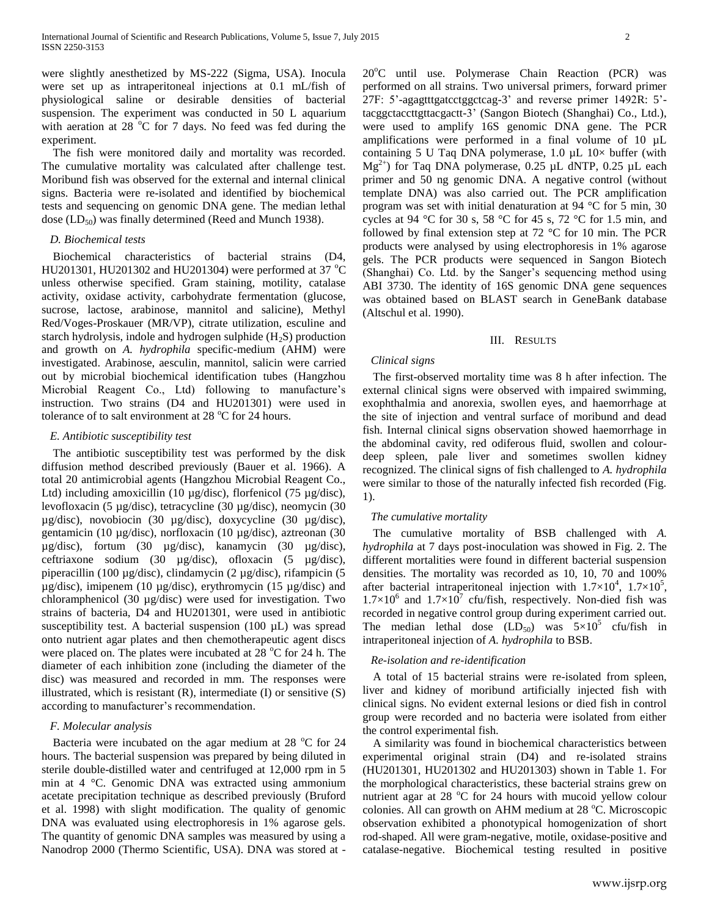were slightly anesthetized by MS-222 (Sigma, USA). Inocula were set up as intraperitoneal injections at 0.1 mL/fish of physiological saline or desirable densities of bacterial suspension. The experiment was conducted in 50 L aquarium with aeration at 28 °C for 7 days. No feed was fed during the experiment.

The fish were monitored daily and mortality was recorded. The cumulative mortality was calculated after challenge test. Moribund fish was observed for the external and internal clinical signs. Bacteria were re-isolated and identified by biochemical tests and sequencing on genomic DNA gene. The median lethal dose ($LD_{50}$) was finally determined (Reed and Munch 1938).

### *D. Biochemical tests*

Biochemical characteristics of bacterial strains (D4, HU201301, HU201302 and HU201304) were performed at 37 °C unless otherwise specified. Gram staining, motility, catalase activity, oxidase activity, carbohydrate fermentation (glucose, sucrose, lactose, arabinose, mannitol and salicine), Methyl Red/Voges-Proskauer (MR/VP), citrate utilization, esculine and starch hydrolysis, indole and hydrogen sulphide ($H_2S$) production and growth on *A. hydrophila* specific-medium (AHM) were investigated. Arabinose, aesculin, mannitol, salicin were carried out by microbial biochemical identification tubes (Hangzhou Microbial Reagent Co., Ltd) following to manufacture's instruction. Two strains (D4 and HU201301) were used in tolerance of to salt environment at 28 °C for 24 hours.

### *E. Antibiotic susceptibility test*

The antibiotic susceptibility test was performed by the disk diffusion method described previously (Bauer et al. 1966). A total 20 antimicrobial agents (Hangzhou Microbial Reagent Co., Ltd) including amoxicillin (10 µg/disc), florfenicol (75 µg/disc), levofloxacin (5 µg/disc), tetracycline (30 µg/disc), neomycin (30 µg/disc), novobiocin (30 µg/disc), doxycycline (30 µg/disc), gentamicin (10 µg/disc), norfloxacin (10 µg/disc), aztreonan (30 µg/disc), fortum (30 µg/disc), kanamycin (30 µg/disc), ceftriaxone sodium (30 µg/disc), ofloxacin (5 µg/disc), piperacillin (100 µg/disc), clindamycin (2 µg/disc), rifampicin (5 µg/disc), imipenem (10 µg/disc), erythromycin (15 µg/disc) and chloramphenicol (30 µg/disc) were used for investigation. Two strains of bacteria, D4 and HU201301, were used in antibiotic susceptibility test. A bacterial suspension (100 µL) was spread onto nutrient agar plates and then chemotherapeutic agent discs were placed on. The plates were incubated at 28 °C for 24 h. The diameter of each inhibition zone (including the diameter of the disc) was measured and recorded in mm. The responses were illustrated, which is resistant (R), intermediate (I) or sensitive (S) according to manufacturer's recommendation.

### *F. Molecular analysis*

Bacteria were incubated on the agar medium at 28 °C for 24 hours. The bacterial suspension was prepared by being diluted in sterile double-distilled water and centrifuged at 12,000 rpm in 5 min at 4 °C. Genomic DNA was extracted using ammonium acetate precipitation technique as described previously (Bruford et al. 1998) with slight modification. The quality of genomic DNA was evaluated using electrophoresis in 1% agarose gels. The quantity of genomic DNA samples was measured by using a Nanodrop 2000 (Thermo Scientific, USA). DNA was stored at -20 °C until use. Polymerase Chain Reaction (PCR) was performed on all strains. Two universal primers, forward primer 27F: 5'-agagtttgatcctggctcag-3' and reverse primer 1492R: 5'-tacggctaccttgttacgactt-3' (Sangon Biotech (Shanghai) Co., Ltd.), were used to amplify 16S genomic DNA gene. The PCR amplifications were performed in a final volume of 10 µL containing 5 U Taq DNA polymerase, 1.0 µL 10× buffer (with $Mg^{2+}$) for Taq DNA polymerase, 0.25 µL dNTP, 0.25 µL each primer and 50 ng genomic DNA. A negative control (without template DNA) was also carried out. The PCR amplification program was set with initial denaturation at 94 °C for 5 min, 30 cycles at 94 °C for 30 s, 58 °C for 45 s, 72 °C for 1.5 min, and followed by final extension step at 72 °C for 10 min. The PCR products were analysed by using electrophoresis in 1% agarose gels. The PCR products were sequenced in Sangon Biotech (Shanghai) Co. Ltd. by the Sanger's sequencing method using ABI 3730. The identity of 16S genomic DNA gene sequences was obtained based on BLAST search in GeneBank database (Altschul et al. 1990).

## III. Results

### *Clinical signs*

The first-observed mortality time was 8 h after infection. The external clinical signs were observed with impaired swimming, exophthalmia and anorexia, swollen eyes, and haemorrhage at the site of injection and ventral surface of moribund and dead fish. Internal clinical signs observation showed haemorrhage in the abdominal cavity, red odiferous fluid, swollen and colour-deep spleen, pale liver and sometimes swollen kidney recognized. The clinical signs of fish challenged to *A. hydrophila* were similar to those of the naturally infected fish recorded (Fig. 1).

### *The cumulative mortality*

The cumulative mortality of BSB challenged with *A. hydrophila* at 7 days post-inoculation was showed in Fig. 2. The different mortalities were found in different bacterial suspension densities. The mortality was recorded as 10, 10, 70 and 100% after bacterial intraperitoneal injection with $1.7{\times}10^4$, $1.7{\times}10^5$, $1.7{\times}10^6$ and $1.7{\times}10^7$ cfu/fish, respectively. Non-died fish was recorded in negative control group during experiment carried out. The median lethal dose ($LD_{50}$) was $5{\times}10^5$ cfu/fish in intraperitoneal injection of *A. hydrophila* to BSB.

### *Re-isolation and re-identification*

A total of 15 bacterial strains were re-isolated from spleen, liver and kidney of moribund artificially injected fish with clinical signs. No evident external lesions or died fish in control group were recorded and no bacteria were isolated from either the control experimental fish.

A similarity was found in biochemical characteristics between experimental original strain (D4) and re-isolated strains (HU201301, HU201302 and HU201303) shown in Table 1. For the morphological characteristics, these bacterial strains grew on nutrient agar at 28 °C for 24 hours with mucoid yellow colour colonies. All can growth on AHM medium at 28 °C. Microscopic observation exhibited a phonotypical homogenization of short rod-shaped. All were gram-negative, motile, oxidase-positive and catalase-negative. Biochemical testing resulted in positive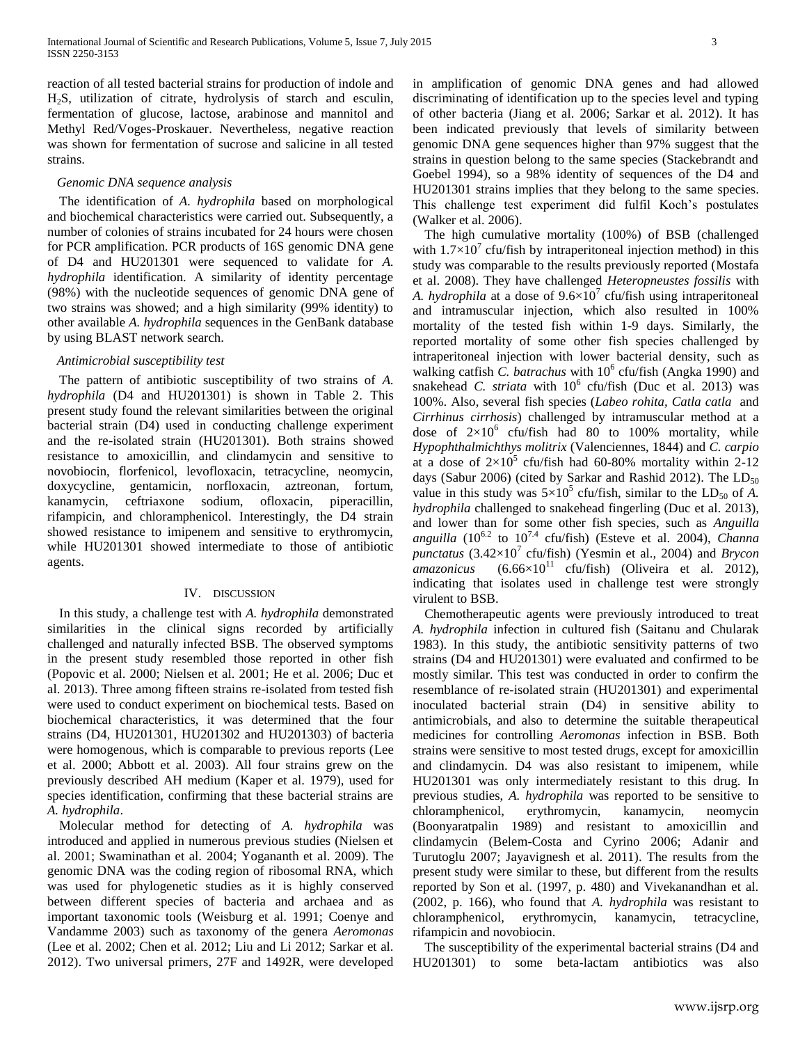reaction of all tested bacterial strains for production of indole and $H_2S$, utilization of citrate, hydrolysis of starch and esculin, fermentation of glucose, lactose, arabinose and mannitol and Methyl Red/Voges-Proskauer. Nevertheless, negative reaction was shown for fermentation of sucrose and salicine in all tested strains.

*Genomic DNA sequence analysis*

The identification of *A. hydrophila* based on morphological and biochemical characteristics were carried out. Subsequently, a number of colonies of strains incubated for 24 hours were chosen for PCR amplification. PCR products of 16S genomic DNA gene of D4 and HU201301 were sequenced to validate for *A. hydrophila* identification. A similarity of identity percentage (98%) with the nucleotide sequences of genomic DNA gene of two strains was showed; and a high similarity (99% identity) to other available *A. hydrophila* sequences in the GenBank database by using BLAST network search.

*Antimicrobial susceptibility test*

The pattern of antibiotic susceptibility of two strains of *A. hydrophila* (D4 and HU201301) is shown in Table 2. This present study found the relevant similarities between the original bacterial strain (D4) used in conducting challenge experiment and the re-isolated strain (HU201301). Both strains showed resistance to amoxicillin, and clindamycin and sensitive to novobiocin, florfenicol, levofloxacin, tetracycline, neomycin, doxycycline, gentamicin, norfloxacin, aztreonan, fortum, kanamycin, ceftriaxone sodium, ofloxacin, piperacillin, rifampicin, and chloramphenicol. Interestingly, the D4 strain showed resistance to imipenem and sensitive to erythromycin, while HU201301 showed intermediate to those of antibiotic agents.

## IV. Discussion

In this study, a challenge test with *A. hydrophila* demonstrated similarities in the clinical signs recorded by artificially challenged and naturally infected BSB. The observed symptoms in the present study resembled those reported in other fish (Popovic et al. 2000; Nielsen et al. 2001; He et al. 2006; Duc et al. 2013). Three among fifteen strains re-isolated from tested fish were used to conduct experiment on biochemical tests. Based on biochemical characteristics, it was determined that the four strains (D4, HU201301, HU201302 and HU201303) of bacteria were homogenous, which is comparable to previous reports (Lee et al. 2000; Abbott et al. 2003). All four strains grew on the previously described AH medium (Kaper et al. 1979), used for species identification, confirming that these bacterial strains are *A. hydrophila*.

Molecular method for detecting of *A. hydrophila* was introduced and applied in numerous previous studies (Nielsen et al. 2001; Swaminathan et al. 2004; Yogananth et al. 2009). The genomic DNA was the coding region of ribosomal RNA, which was used for phylogenetic studies as it is highly conserved between different species of bacteria and archaea and as important taxonomic tools (Weisburg et al. 1991; Coenye and Vandamme 2003) such as taxonomy of the genera *Aeromonas* (Lee et al. 2002; Chen et al. 2012; Liu and Li 2012; Sarkar et al. 2012). Two universal primers, 27F and 1492R, were developed in amplification of genomic DNA genes and had allowed discriminating of identification up to the species level and typing of other bacteria (Jiang et al. 2006; Sarkar et al. 2012). It has been indicated previously that levels of similarity between genomic DNA gene sequences higher than 97% suggest that the strains in question belong to the same species (Stackebrandt and Goebel 1994), so a 98% identity of sequences of the D4 and HU201301 strains implies that they belong to the same species. This challenge test experiment did fulfil Koch's postulates (Walker et al. 2006).

The high cumulative mortality (100%) of BSB (challenged with $1.7\times10^7$ cfu/fish by intraperitoneal injection method) in this study was comparable to the results previously reported (Mostafa et al. 2008). They have challenged *Heteropneustes fossilis* with *A. hydrophila* at a dose of $9.6\times10^7$ cfu/fish using intraperitoneal and intramuscular injection, which also resulted in 100% mortality of the tested fish within 1-9 days. Similarly, the reported mortality of some other fish species challenged by intraperitoneal injection with lower bacterial density, such as walking catfish *C. batrachus* with $10^6$ cfu/fish (Angka 1990) and snakehead *C. striata* with $10^6$ cfu/fish (Duc et al. 2013) was 100%. Also, several fish species (*Labeo rohita*, *Catla catla* and *Cirrhinus cirrhosis*) challenged by intramuscular method at a dose of $2\times10^6$ cfu/fish had 80 to 100% mortality, while *Hypophthalmichthys molitrix* (Valenciennes, 1844) and *C. carpio* at a dose of $2\times10^5$ cfu/fish had 60-80% mortality within 2-12 days (Sabur 2006) (cited by Sarkar and Rashid 2012). The $LD_{50}$ value in this study was $5\times10^5$ cfu/fish, similar to the $LD_{50}$ of *A. hydrophila* challenged to snakehead fingerling (Duc et al. 2013), and lower than for some other fish species, such as *Anguilla anguilla* ($10^{6.2}$ to $10^{7.4}$ cfu/fish) (Esteve et al. 2004), *Channa punctatus* ($3.42\times10^7$ cfu/fish) (Yesmin et al., 2004) and *Brycon amazonicus* ($6.66\times10^{11}$ cfu/fish) (Oliveira et al. 2012), indicating that isolates used in challenge test were strongly virulent to BSB.

Chemotherapeutic agents were previously introduced to treat *A. hydrophila* infection in cultured fish (Saitanu and Chularak 1983). In this study, the antibiotic sensitivity patterns of two strains (D4 and HU201301) were evaluated and confirmed to be mostly similar. This test was conducted in order to confirm the resemblance of re-isolated strain (HU201301) and experimental inoculated bacterial strain (D4) in sensitive ability to antimicrobials, and also to determine the suitable therapeutical medicines for controlling *Aeromonas* infection in BSB. Both strains were sensitive to most tested drugs, except for amoxicillin and clindamycin. D4 was also resistant to imipenem, while HU201301 was only intermediately resistant to this drug. In previous studies, *A. hydrophila* was reported to be sensitive to chloramphenicol, erythromycin, kanamycin, neomycin (Boonyaratpalin 1989) and resistant to amoxicillin and clindamycin (Belem-Costa and Cyrino 2006; Adanir and Turutoglu 2007; Jayavignesh et al. 2011). The results from the present study were similar to these, but different from the results reported by Son et al. (1997, p. 480) and Vivekanandhan et al. (2002, p. 166), who found that *A. hydrophila* was resistant to chloramphenicol, erythromycin, kanamycin, tetracycline, rifampicin and novobiocin.

The susceptibility of the experimental bacterial strains (D4 and HU201301) to some beta-lactam antibiotics was also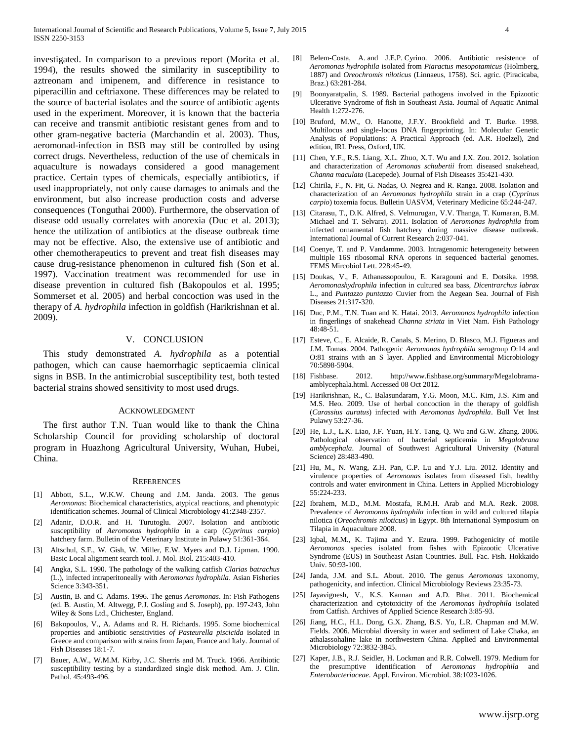investigated. In comparison to a previous report (Morita et al. 1994), the results showed the similarity in susceptibility to aztreonam and imipenem, and difference in resistance to piperacillin and ceftriaxone. These differences may be related to the source of bacterial isolates and the source of antibiotic agents used in the experiment. Moreover, it is known that the bacteria can receive and transmit antibiotic resistant genes from and to other gram-negative bacteria (Marchandin et al. 2003). Thus, aeromonad-infection in BSB may still be controlled by using correct drugs. Nevertheless, reduction of the use of chemicals in aquaculture is nowadays considered a good management practice. Certain types of chemicals, especially antibiotics, if used inappropriately, not only cause damages to animals and the environment, but also increase production costs and adverse consequences (Tonguthai 2000). Furthermore, the observation of disease odd usually correlates with anorexia (Duc et al. 2013); hence the utilization of antibiotics at the disease outbreak time may not be effective. Also, the extensive use of antibiotic and other chemotherapeutics to prevent and treat fish diseases may cause drug-resistance phenomenon in cultured fish (Son et al. 1997). Vaccination treatment was recommended for use in disease prevention in cultured fish (Bakopoulos et al. 1995; Sommerset et al. 2005) and herbal concoction was used in the therapy of *A. hydrophila* infection in goldfish (Harikrishnan et al. 2009).

## V. CONCLUSION

This study demonstrated *A. hydrophila* as a potential pathogen, which can cause haemorrhagic septicaemia clinical signs in BSB. In the antimicrobial susceptibility test, both tested bacterial strains showed sensitivity to most used drugs.

## ACKNOWLEDGMENT

The first author T.N. Tuan would like to thank the China Scholarship Council for providing scholarship of doctoral program in Huazhong Agricultural University, Wuhan, Hubei, China.

## REFERENCES

[1] Abbott, S.L., W.K.W. Cheung and J.M. Janda. 2003. The genus *Aeromonas*: Biochemical characteristics, atypical reactions, and phenotypic identification schemes. Journal of Clinical Microbiology 41:2348-2357.

[2] Adanir, D.O.R. and H. Turutoglu. 2007. Isolation and antibiotic susceptibility of *Aeromonas hydrophila* in a carp (*Cyprinus carpio*) hatchery farm. Bulletin of the Veterinary Institute in Pulawy 51:361-364.

[3] Altschul, S.F., W. Gish, W. Miller, E.W. Myers and D.J. Lipman. 1990. Basic Local alignment search tool. J. Mol. Biol. 215:403-410.

[4] Angka, S.L. 1990. The pathology of the walking catfish *Clarias batrachus* (L.), infected intraperitoneally with *Aeromonas hydrophila*. Asian Fisheries Science 3:343-351.

[5] Austin, B. and C. Adams. 1996. The genus *Aeromonas*. In: Fish Pathogens (ed. B. Austin, M. Altwegg, P.J. Gosling and S. Joseph), pp. 197-243, John Wiley & Sons Ltd., Chichester, England.

[6] Bakopoulos, V., A. Adams and R. H. Richards. 1995. Some biochemical properties and antibiotic sensitivities *of Pasteurella piscicida* isolated in Greece and comparison with strains from Japan, France and Italy. Journal of Fish Diseases 18:1-7.

[7] Bauer, A.W., W.M.M. Kirby, J.C. Sherris and M. Truck. 1966. Antibiotic susceptibility testing by a standardized single disk method. Am. J. Clin. Pathol. 45:493-496.

[8] Belem-Costa, A. and J.E.P. Cyrino. 2006. Antibiotic resistence of *Aeromonas hydrophila* isolated from *Piaractus mesopotamicus* (Holmberg, 1887) and *Oreochromis niloticus* (Linnaeus, 1758). Sci. agric. (Piracicaba, Braz.) 63:281-284.

[9] Boonyaratpalin, S. 1989. Bacterial pathogens involved in the Epizootic Ulcerative Syndrome of fish in Southeast Asia. Journal of Aquatic Animal Health 1:272-276.

[10] Bruford, M.W., O. Hanotte, J.F.Y. Brookfield and T. Burke. 1998. Multilocus and single-locus DNA fingerprinting. In: Molecular Genetic Analysis of Populations: A Practical Approach (ed. A.R. Hoelzel), 2nd edition, IRL Press, Oxford, UK.

[11] Chen, Y.F., R.S. Liang, X.L. Zhuo, X.T. Wu and J.X. Zou. 2012. Isolation and characterization of *Aeromonas schubertii* from diseased snakehead, *Channa maculata* (Lacepede). Journal of Fish Diseases 35:421-430.

[12] Chirila, F., N. Fit, G. Nadas, O. Negrea and R. Ranga. 2008. Isolation and characterization of an *Aeromonas hydrophila* strain in a crap (*Cyprinus carpio*) toxemia focus. Bulletin UASVM, Veterinary Medicine 65:244-247.

[13] Citarasu, T., D.K. Alfred, S. Velmurugan, V.V. Thanga, T. Kumaran, B.M. Michael and T. Selvaraj. 2011. Isolation of *Aeromonas hydrophila* from infected ornamental fish hatchery during massive disease outbreak. International Journal of Current Research 2:037-041.

[14] Coenye, T. and P. Vandamme. 2003. Intragenomic heterogeneity between multiple 16S ribosomal RNA operons in sequenced bacterial genomes. FEMS Mircobiol Lett. 228:45-49.

[15] Doukas, V., F. Athanassopoulou, E. Karagouni and E. Dotsika. 1998. *Aeromonashydrophila* infection in cultured sea bass, *Dicentrarchus labrax* L., and *Puntazzo puntazzo* Cuvier from the Aegean Sea. Journal of Fish Diseases 21:317-320.

[16] Duc, P.M., T.N. Tuan and K. Hatai. 2013. *Aeromonas hydrophila* infection in fingerlings of snakehead *Channa striata* in Viet Nam. Fish Pathology 48:48-51.

[17] Esteve, C., E. Alcaide, R. Canals, S. Merino, D. Blasco, M.J. Figueras and J.M. Tomas. 2004. Pathogenic *Aeromonas hydrophila* serogroup O:14 and O:81 strains with an S layer. Applied and Environmental Microbiology 70:5898-5904.

[18] Fishbase. 2012. http://www.fishbase.org/summary/Megalobrama-amblycephala.html. Accessed 08 Oct 2012.

[19] Harikrishnan, R., C. Balasundaram, Y.G. Moon, M.C. Kim, J.S. Kim and M.S. Heo. 2009. Use of herbal concoction in the therapy of goldfish (*Carassius auratus*) infected with *Aeromonas hydrophila*. Bull Vet Inst Pulawy 53:27-36.

[20] He, L.J., L.K. Liao, J.F. Yuan, H.Y. Tang, Q. Wu and G.W. Zhang. 2006. Pathological observation of bacterial septicemia in *Megalobrana amblycephala*. Journal of Southwest Agricultural University (Natural Science) 28:483-490.

[21] Hu, M., N. Wang, Z.H. Pan, C.P. Lu and Y.J. Liu. 2012. Identity and virulence properties of *Aeromonas* isolates from diseased fish, healthy controls and water environment in China. Letters in Applied Microbiology 55:224-233.

[22] Ibrahem, M.D., M.M. Mostafa, R.M.H. Arab and M.A. Rezk. 2008. Prevalence of *Aeromonas hydrophila* infection in wild and cultured tilapia nilotica (*Oreochromis niloticus*) in Egypt. 8th International Symposium on Tilapia in Aquaculture 2008.

[23] Iqbal, M.M., K. Tajima and Y. Ezura. 1999. Pathogenicity of motile *Aeromonas* species isolated from fishes with Epizootic Ulcerative Syndrome (EUS) in Southeast Asian Countries. Bull. Fac. Fish. Hokkaido Univ. 50:93-100.

[24] Janda, J.M. and S.L. About. 2010. The genus *Aeromonas* taxonomy, pathogenicity, and infection. Clinical Microbiology Reviews 23:35-73.

[25] Jayavignesh, V., K.S. Kannan and A.D. Bhat. 2011. Biochemical characterization and cytotoxicity of the *Aeromonas hydrophila* isolated from Catfish. Archives of Applied Science Research 3:85-93.

[26] Jiang, H.C., H.L. Dong, G.X. Zhang, B.S. Yu, L.R. Chapman and M.W. Fields. 2006. Microbial diversity in water and sediment of Lake Chaka, an athalassohaline lake in northwestern China. Applied and Environmental Microbiology 72:3832-3845.

[27] Kaper, J.B., R.J. Seidler, H. Lockman and R.R. Colwell. 1979. Medium for the presumptive identification of *Aeromonas hydrophila* and *Enterobacteriaceae*. Appl. Environ. Microbiol. 38:1023-1026.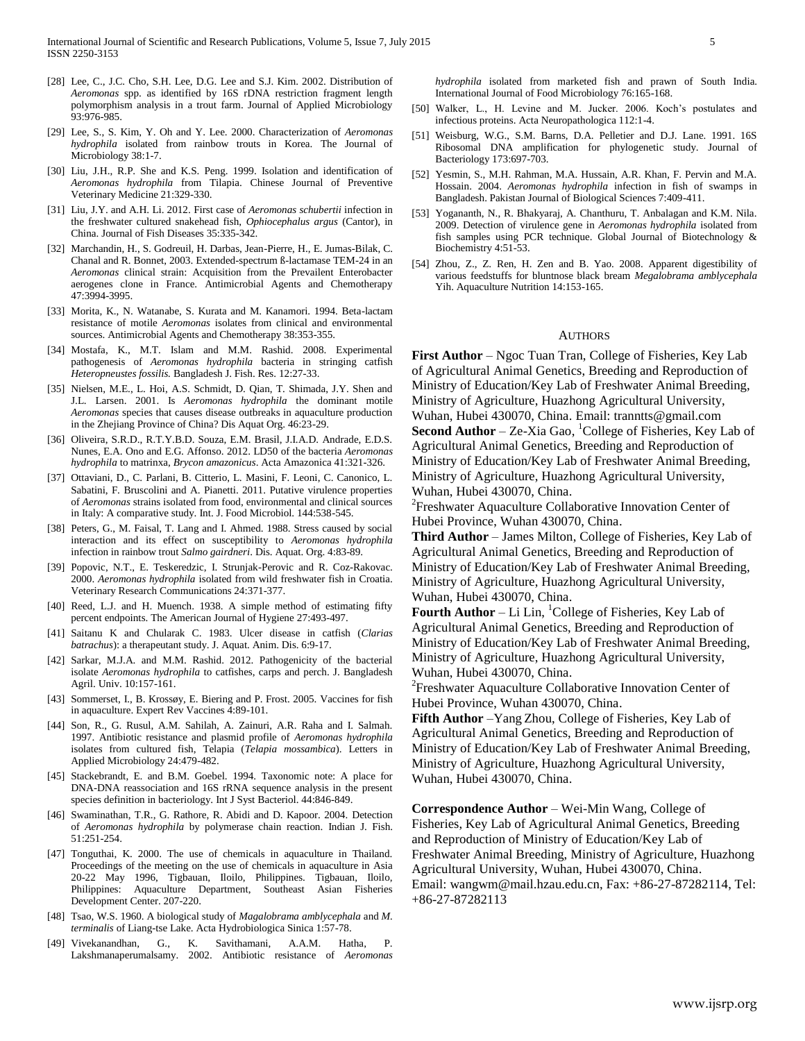[28] Lee, C., J.C. Cho, S.H. Lee, D.G. Lee and S.J. Kim. 2002. Distribution of *Aeromonas* spp. as identified by 16S rDNA restriction fragment length polymorphism analysis in a trout farm. Journal of Applied Microbiology 93:976-985.

[29] Lee, S., S. Kim, Y. Oh and Y. Lee. 2000. Characterization of *Aeromonas hydrophila* isolated from rainbow trouts in Korea. The Journal of Microbiology 38:1-7.

[30] Liu, J.H., R.P. She and K.S. Peng. 1999. Isolation and identification of *Aeromonas hydrophila* from Tilapia. Chinese Journal of Preventive Veterinary Medicine 21:329-330.

[31] Liu, J.Y. and A.H. Li. 2012. First case of *Aeromonas schubertii* infection in the freshwater cultured snakehead fish, *Ophiocephalus argus* (Cantor), in China. Journal of Fish Diseases 35:335-342.

[32] Marchandin, H., S. Godreuil, H. Darbas, Jean-Pierre, H., E. Jumas-Bilak, C. Chanal and R. Bonnet, 2003. Extended-spectrum ß-lactamase TEM-24 in an *Aeromonas* clinical strain: Acquisition from the Prevailent Enterobacter aerogenes clone in France. Antimicrobial Agents and Chemotherapy 47:3994-3995.

[33] Morita, K., N. Watanabe, S. Kurata and M. Kanamori. 1994. Beta-lactam resistance of motile *Aeromonas* isolates from clinical and environmental sources. Antimicrobial Agents and Chemotherapy 38:353-355.

[34] Mostafa, K., M.T. Islam and M.M. Rashid. 2008. Experimental pathogenesis of *Aeromonas hydrophila* bacteria in stringing catfish *Heteropneustes fossilis.* Bangladesh J. Fish. Res. 12:27-33.

[35] Nielsen, M.E., L. Hoi, A.S. Schmidt, D. Qian, T. Shimada, J.Y. Shen and J.L. Larsen. 2001. Is *Aeromonas hydrophila* the dominant motile *Aeromonas* species that causes disease outbreaks in aquaculture production in the Zhejiang Province of China? Dis Aquat Org. 46:23-29.

[36] Oliveira, S.R.D., R.T.Y.B.D. Souza, E.M. Brasil, J.I.A.D. Andrade, E.D.S. Nunes, E.A. Ono and E.G. Affonso. 2012. LD50 of the bacteria *Aeromonas hydrophila* to matrinxa, *Brycon amazonicus*. Acta Amazonica 41:321-326.

[37] Ottaviani, D., C. Parlani, B. Citterio, L. Masini, F. Leoni, C. Canonico, L. Sabatini, F. Bruscolini and A. Pianetti. 2011. Putative virulence properties of *Aeromonas* strains isolated from food, environmental and clinical sources in Italy: A comparative study. Int. J. Food Microbiol. 144:538-545.

[38] Peters, G., M. Faisal, T. Lang and I. Ahmed. 1988. Stress caused by social interaction and its effect on susceptibility to *Aeromonas hydrophila* infection in rainbow trout *Salmo gairdneri*. Dis. Aquat. Org. 4:83-89.

[39] Popovic, N.T., E. Teskeredzic, I. Strunjak-Perovic and R. Coz-Rakovac. 2000. *Aeromonas hydrophila* isolated from wild freshwater fish in Croatia. Veterinary Research Communications 24:371-377.

[40] Reed, L.J. and H. Muench. 1938. A simple method of estimating fifty percent endpoints. The American Journal of Hygiene 27:493-497.

[41] Saitanu K and Chularak C. 1983. Ulcer disease in catfish (*Clarias batrachus*): a therapeutant study. J. Aquat. Anim. Dis. 6:9-17.

[42] Sarkar, M.J.A. and M.M. Rashid. 2012. Pathogenicity of the bacterial isolate *Aeromonas hydrophila* to catfishes, carps and perch. J. Bangladesh Agril. Univ. 10:157-161.

[43] Sommerset, I., B. Krossøy, E. Biering and P. Frost. 2005. Vaccines for fish in aquaculture. Expert Rev Vaccines 4:89-101.

[44] Son, R., G. Rusul, A.M. Sahilah, A. Zainuri, A.R. Raha and I. Salmah. 1997. Antibiotic resistance and plasmid profile of *Aeromonas hydrophila* isolates from cultured fish, Telapia (*Telapia mossambica*). Letters in Applied Microbiology 24:479-482.

[45] Stackebrandt, E. and B.M. Goebel. 1994. Taxonomic note: A place for DNA-DNA reassociation and 16S rRNA sequence analysis in the present species definition in bacteriology. Int J Syst Bacteriol. 44:846-849.

[46] Swaminathan, T.R., G. Rathore, R. Abidi and D. Kapoor. 2004. Detection of *Aeromonas hydrophila* by polymerase chain reaction. Indian J. Fish. 51:251-254.

[47] Tonguthai, K. 2000. The use of chemicals in aquaculture in Thailand. Proceedings of the meeting on the use of chemicals in aquaculture in Asia 20-22 May 1996, Tigbauan, Iloilo, Philippines. Tigbauan, Iloilo, Philippines: Aquaculture Department, Southeast Asian Fisheries Development Center. 207-220.

[48] Tsao, W.S. 1960. A biological study of *Magalobrama amblycephala* and *M. terminalis* of Liang-tse Lake. Acta Hydrobiologica Sinica 1:57-78.

[49] Vivekanandhan, G., K. Savithamani, A.A.M. Hatha, P. Lakshmanaperumalsamy. 2002. Antibiotic resistance of *Aeromonas hydrophila* isolated from marketed fish and prawn of South India. International Journal of Food Microbiology 76:165-168.

[50] Walker, L., H. Levine and M. Jucker. 2006. Koch's postulates and infectious proteins. Acta Neuropathologica 112:1-4.

[51] Weisburg, W.G., S.M. Barns, D.A. Pelletier and D.J. Lane. 1991. 16S Ribosomal DNA amplification for phylogenetic study. Journal of Bacteriology 173:697-703.

[52] Yesmin, S., M.H. Rahman, M.A. Hussain, A.R. Khan, F. Pervin and M.A. Hossain. 2004. *Aeromonas hydrophila* infection in fish of swamps in Bangladesh. Pakistan Journal of Biological Sciences 7:409-411.

[53] Yogananth, N., R. Bhakyaraj, A. Chanthuru, T. Anbalagan and K.M. Nila. 2009. Detection of virulence gene in *Aeromonas hydrophila* isolated from fish samples using PCR technique. Global Journal of Biotechnology & Biochemistry 4:51-53.

[54] Zhou, Z., Z. Ren, H. Zen and B. Yao. 2008. Apparent digestibility of various feedstuffs for bluntnose black bream *Megalobrama amblycephala* Yih. Aquaculture Nutrition 14:153-165.

## Authors

**First Author** – Ngoc Tuan Tran, College of Fisheries, Key Lab of Agricultural Animal Genetics, Breeding and Reproduction of Ministry of Education/Key Lab of Freshwater Animal Breeding, Ministry of Agriculture, Huazhong Agricultural University, Wuhan, Hubei 430070, China. Email: tranntts@gmail.com

**Second Author** – Ze-Xia Gao, [1]College of Fisheries, Key Lab of Agricultural Animal Genetics, Breeding and Reproduction of Ministry of Education/Key Lab of Freshwater Animal Breeding, Ministry of Agriculture, Huazhong Agricultural University, Wuhan, Hubei 430070, China.
[2]Freshwater Aquaculture Collaborative Innovation Center of Hubei Province, Wuhan 430070, China.

**Third Author** – James Milton, College of Fisheries, Key Lab of Agricultural Animal Genetics, Breeding and Reproduction of Ministry of Education/Key Lab of Freshwater Animal Breeding, Ministry of Agriculture, Huazhong Agricultural University, Wuhan, Hubei 430070, China.

**Fourth Author** – Li Lin, [1]College of Fisheries, Key Lab of Agricultural Animal Genetics, Breeding and Reproduction of Ministry of Education/Key Lab of Freshwater Animal Breeding, Ministry of Agriculture, Huazhong Agricultural University, Wuhan, Hubei 430070, China.
[2]Freshwater Aquaculture Collaborative Innovation Center of Hubei Province, Wuhan 430070, China.

**Fifth Author** –Yang Zhou, College of Fisheries, Key Lab of Agricultural Animal Genetics, Breeding and Reproduction of Ministry of Education/Key Lab of Freshwater Animal Breeding, Ministry of Agriculture, Huazhong Agricultural University, Wuhan, Hubei 430070, China.

**Correspondence Author** – Wei-Min Wang, College of Fisheries, Key Lab of Agricultural Animal Genetics, Breeding and Reproduction of Ministry of Education/Key Lab of Freshwater Animal Breeding, Ministry of Agriculture, Huazhong Agricultural University, Wuhan, Hubei 430070, China.
Email: wangwm@mail.hzau.edu.cn, Fax: +86-27-87282114, Tel: +86-27-87282113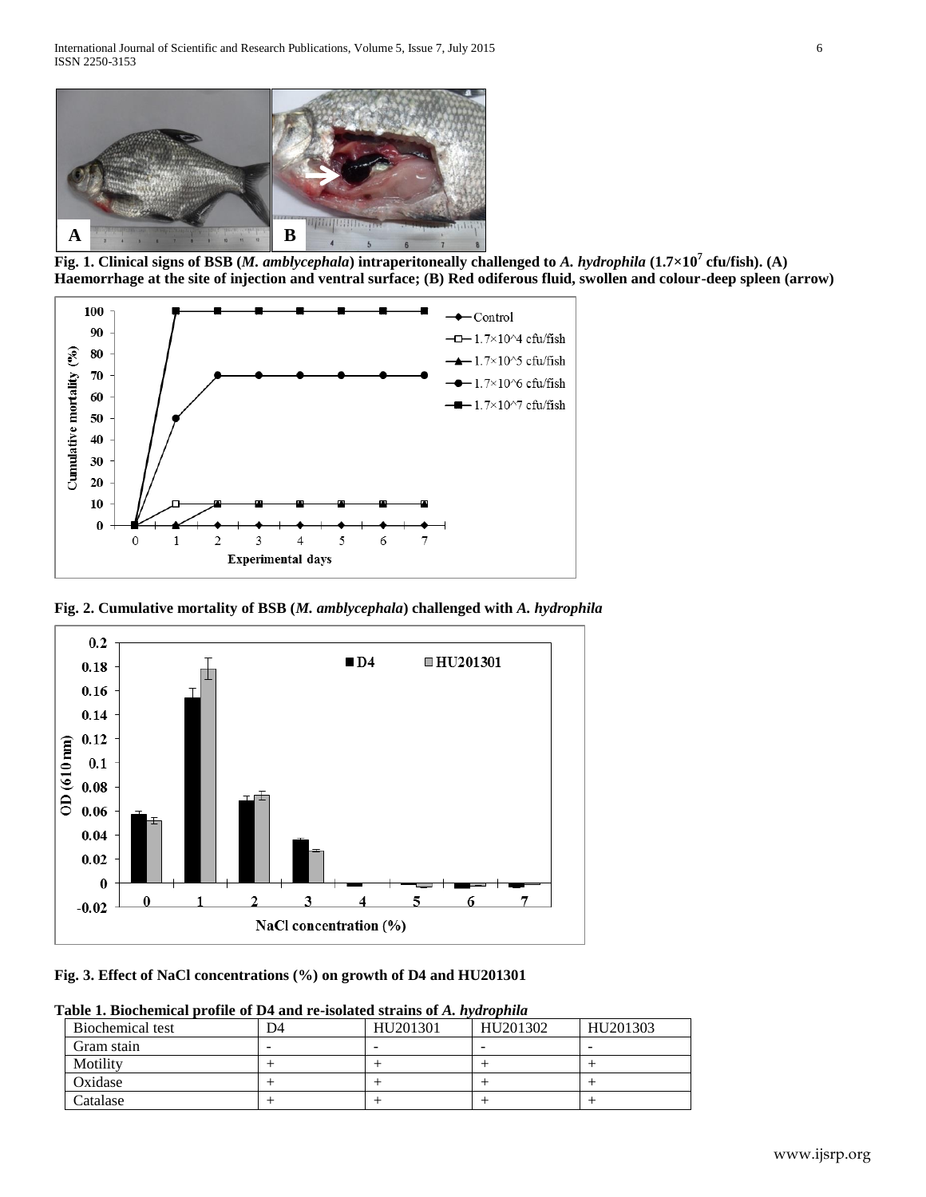**Fig. 1. Clinical signs of BSB (*M. amblycephala*) intraperitoneally challenged to *A. hydrophila* ($1.7\times10^7$ cfu/fish). (A) Haemorrhage at the site of injection and ventral surface; (B) Red odiferous fluid, swollen and colour-deep spleen (arrow)**

**Fig. 2. Cumulative mortality of BSB (*M. amblycephala*) challenged with *A. hydrophila***

**Fig. 3. Effect of NaCl concentrations (%) on growth of D4 and HU201301**

**Table 1. Biochemical profile of D4 and re-isolated strains of *A. hydrophila***

| Biochemical test | D4 | HU201301 | HU201302 | HU201303 |
|---|---|---|---|---|
| Gram stain | - | - | - | - |
| Motility | + | + | + | + |
| Oxidase | + | + | + | + |
| Catalase | + | + | + | + |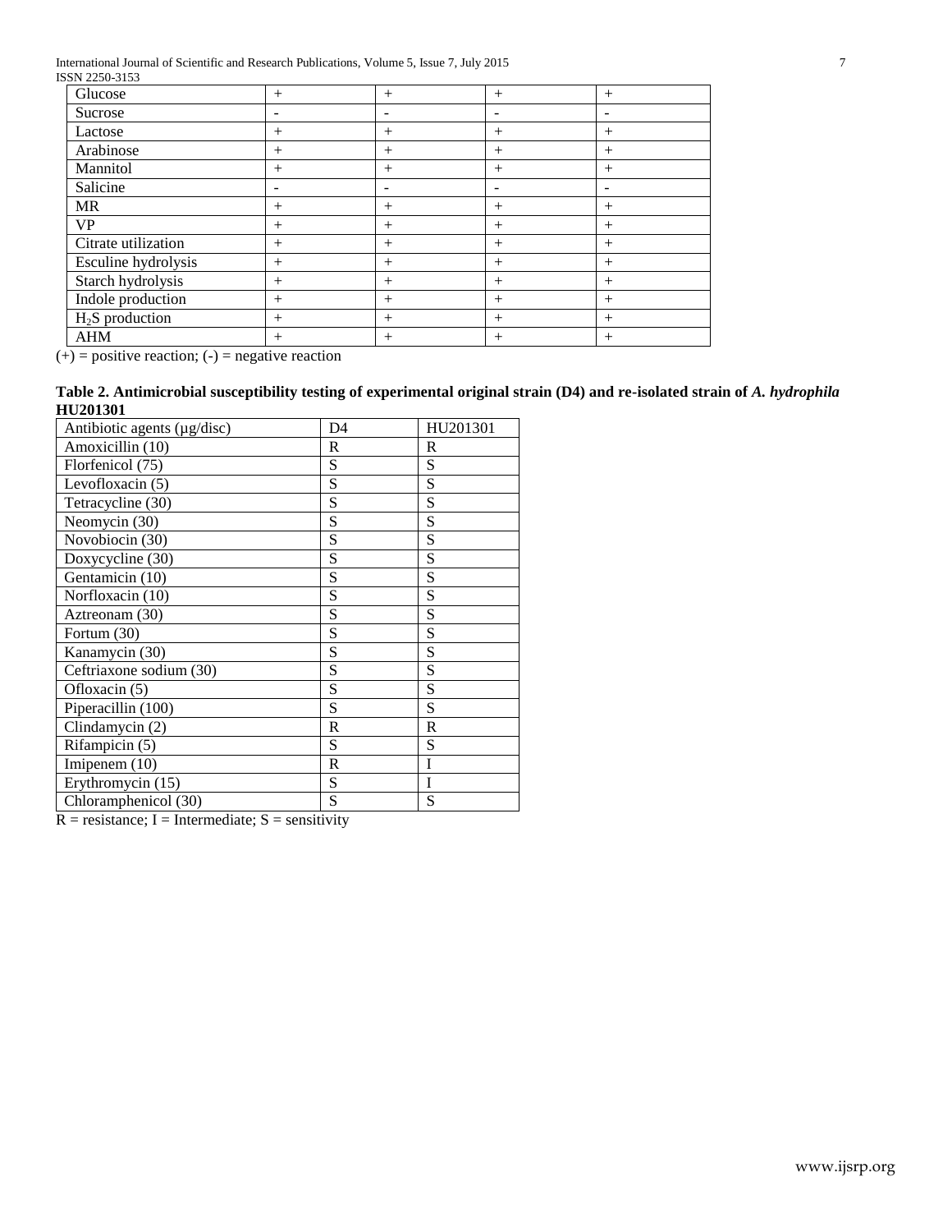| | | | | |
|---|---|---|---|---|
| Glucose | + | + | + | + |
| Sucrose | - | - | - | - |
| Lactose | + | + | + | + |
| Arabinose | + | + | + | + |
| Mannitol | + | + | + | + |
| Salicine | - | - | - | - |
| MR | + | + | + | + |
| VP | + | + | + | + |
| Citrate utilization | + | + | + | + |
| Esculine hydrolysis | + | + | + | + |
| Starch hydrolysis | + | + | + | + |
| Indole production | + | + | + | + |
| $H_2S$ production | + | + | + | + |
| AHM | + | + | + | + |

(+) = positive reaction; (-) = negative reaction

**Table 2. Antimicrobial susceptibility testing of experimental original strain (D4) and re-isolated strain of *A. hydrophila* HU201301**

| Antibiotic agents (µg/disc) | D4 | HU201301 |
|---|---|---|
| Amoxicillin (10) | R | R |
| Florfenicol (75) | S | S |
| Levofloxacin (5) | S | S |
| Tetracycline (30) | S | S |
| Neomycin (30) | S | S |
| Novobiocin (30) | S | S |
| Doxycycline (30) | S | S |
| Gentamicin (10) | S | S |
| Norfloxacin (10) | S | S |
| Aztreonam (30) | S | S |
| Fortum (30) | S | S |
| Kanamycin (30) | S | S |
| Ceftriaxone sodium (30) | S | S |
| Ofloxacin (5) | S | S |
| Piperacillin (100) | S | S |
| Clindamycin (2) | R | R |
| Rifampicin (5) | S | S |
| Imipenem (10) | R | I |
| Erythromycin (15) | S | I |
| Chloramphenicol (30) | S | S |

R = resistance; I = Intermediate; S = sensitivity